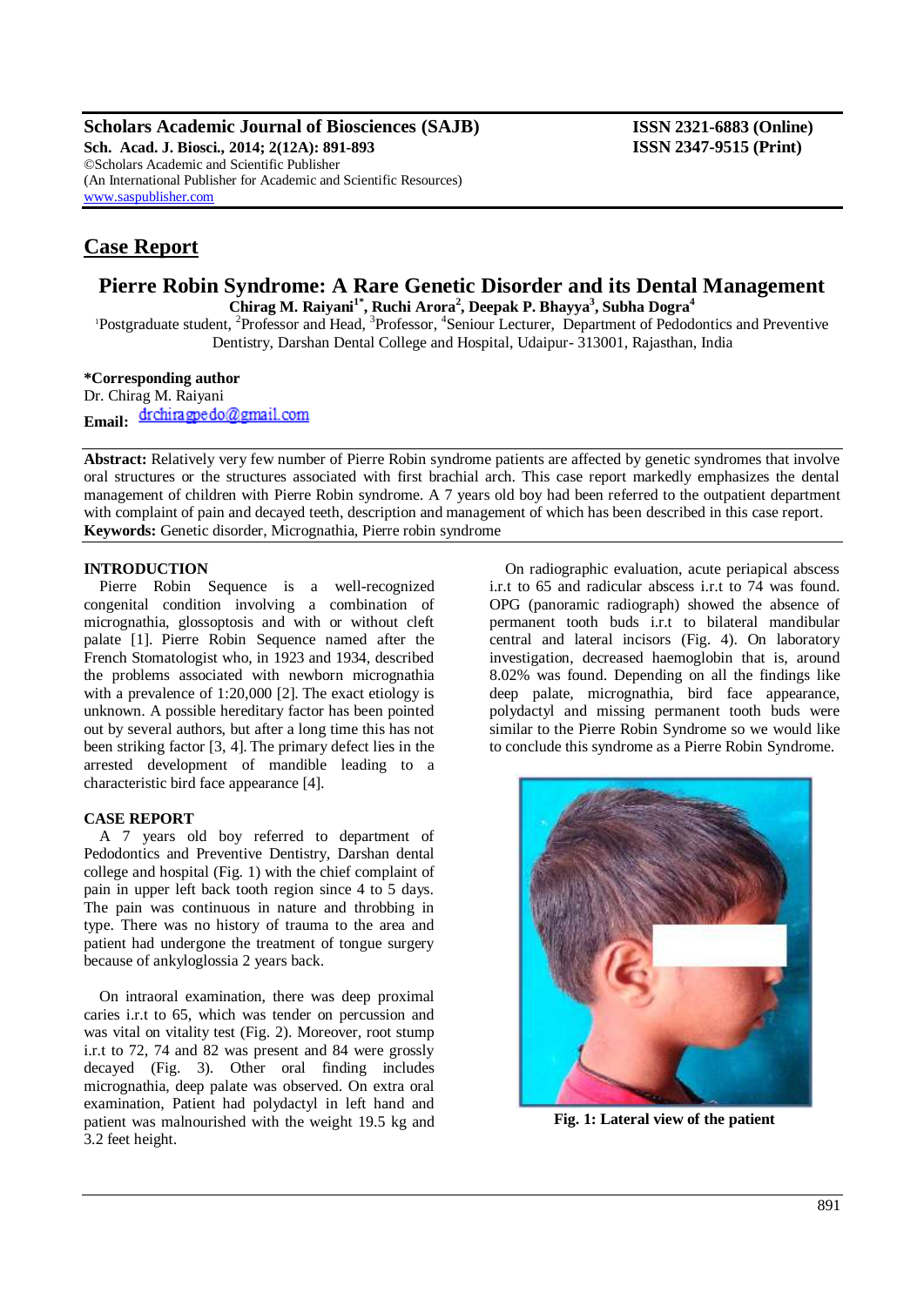**Scholars Academic Journal of Biosciences (SAJB)**
**Sch. Acad. J. Biosci., 2014; 2(12A): 891-893**
©Scholars Academic and Scientific Publisher
(An International Publisher for Academic and Scientific Resources)
www.saspublisher.com

**ISSN 2321-6883 (Online)**
**ISSN 2347-9515 (Print)**

## Case Report

# Pierre Robin Syndrome: A Rare Genetic Disorder and its Dental Management

**Chirag M. Raiyani[1*], Ruchi Arora[2], Deepak P. Bhayya[3], Subha Dogra[4]**

[1]Postgraduate student, [2]Professor and Head, [3]Professor, [4]Seniour Lecturer, Department of Pedodontics and Preventive Dentistry, Darshan Dental College and Hospital, Udaipur- 313001, Rajasthan, India

**\*Corresponding author**
Dr. Chirag M. Raiyani
**Email:** drchiragpedo@gmail.com

**Abstract:** Relatively very few number of Pierre Robin syndrome patients are affected by genetic syndromes that involve oral structures or the structures associated with first brachial arch. This case report markedly emphasizes the dental management of children with Pierre Robin syndrome. A 7 years old boy had been referred to the outpatient department with complaint of pain and decayed teeth, description and management of which has been described in this case report.
**Keywords:** Genetic disorder, Micrognathia, Pierre robin syndrome

### INTRODUCTION

Pierre Robin Sequence is a well-recognized congenital condition involving a combination of micrognathia, glossoptosis and with or without cleft palate [1]. Pierre Robin Sequence named after the French Stomatologist who, in 1923 and 1934, described the problems associated with newborn micrognathia with a prevalence of 1:20,000 [2]. The exact etiology is unknown. A possible hereditary factor has been pointed out by several authors, but after a long time this has not been striking factor [3, 4]. The primary defect lies in the arrested development of mandible leading to a characteristic bird face appearance [4].

### CASE REPORT

A 7 years old boy referred to department of Pedodontics and Preventive Dentistry, Darshan dental college and hospital (Fig. 1) with the chief complaint of pain in upper left back tooth region since 4 to 5 days. The pain was continuous in nature and throbbing in type. There was no history of trauma to the area and patient had undergone the treatment of tongue surgery because of ankyloglossia 2 years back.

On intraoral examination, there was deep proximal caries i.r.t to 65, which was tender on percussion and was vital on vitality test (Fig. 2). Moreover, root stump i.r.t to 72, 74 and 82 was present and 84 were grossly decayed (Fig. 3). Other oral finding includes micrognathia, deep palate was observed. On extra oral examination, Patient had polydactyl in left hand and patient was malnourished with the weight 19.5 kg and 3.2 feet height.

On radiographic evaluation, acute periapical abscess i.r.t to 65 and radicular abscess i.r.t to 74 was found. OPG (panoramic radiograph) showed the absence of permanent tooth buds i.r.t to bilateral mandibular central and lateral incisors (Fig. 4). On laboratory investigation, decreased haemoglobin that is, around 8.02% was found. Depending on all the findings like deep palate, micrognathia, bird face appearance, polydactyl and missing permanent tooth buds were similar to the Pierre Robin Syndrome so we would like to conclude this syndrome as a Pierre Robin Syndrome.

**Fig. 1: Lateral view of the patient**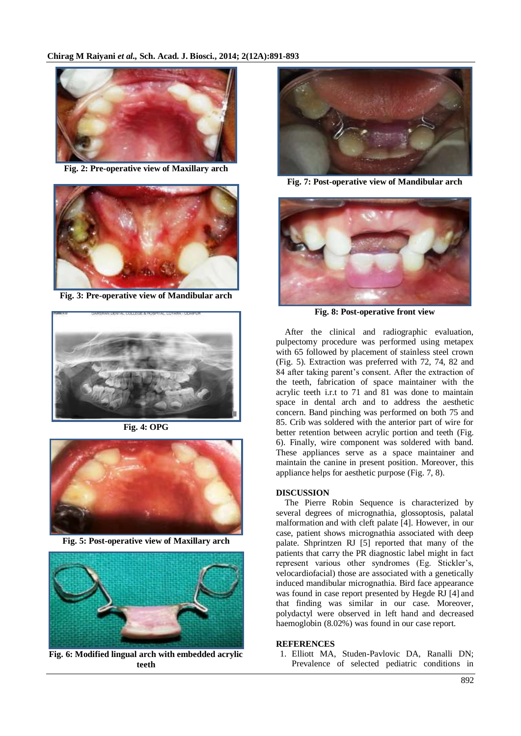Fig. 2: Pre-operative view of Maxillary arch

Fig. 3: Pre-operative view of Mandibular arch

Fig. 4: OPG

Fig. 5: Post-operative view of Maxillary arch

Fig. 6: Modified lingual arch with embedded acrylic teeth

Fig. 7: Post-operative view of Mandibular arch

Fig. 8: Post-operative front view

After the clinical and radiographic evaluation, pulpectomy procedure was performed using metapex with 65 followed by placement of stainless steel crown (Fig. 5). Extraction was preferred with 72, 74, 82 and 84 after taking parent's consent. After the extraction of the teeth, fabrication of space maintainer with the acrylic teeth i.r.t to 71 and 81 was done to maintain space in dental arch and to address the aesthetic concern. Band pinching was performed on both 75 and 85. Crib was soldered with the anterior part of wire for better retention between acrylic portion and teeth (Fig. 6). Finally, wire component was soldered with band. These appliances serve as a space maintainer and maintain the canine in present position. Moreover, this appliance helps for aesthetic purpose (Fig. 7, 8).

## DISCUSSION

The Pierre Robin Sequence is characterized by several degrees of micrognathia, glossoptosis, palatal malformation and with cleft palate [4]. However, in our case, patient shows micrognathia associated with deep palate. Shprintzen RJ [5] reported that many of the patients that carry the PR diagnostic label might in fact represent various other syndromes (Eg. Stickler's, velocardiofacial) those are associated with a genetically induced mandibular micrognathia. Bird face appearance was found in case report presented by Hegde RJ [4] and that finding was similar in our case. Moreover, polydactyl were observed in left hand and decreased haemoglobin (8.02%) was found in our case report.

## REFERENCES

1. Elliott MA, Studen-Pavlovic DA, Ranalli DN; Prevalence of selected pediatric conditions in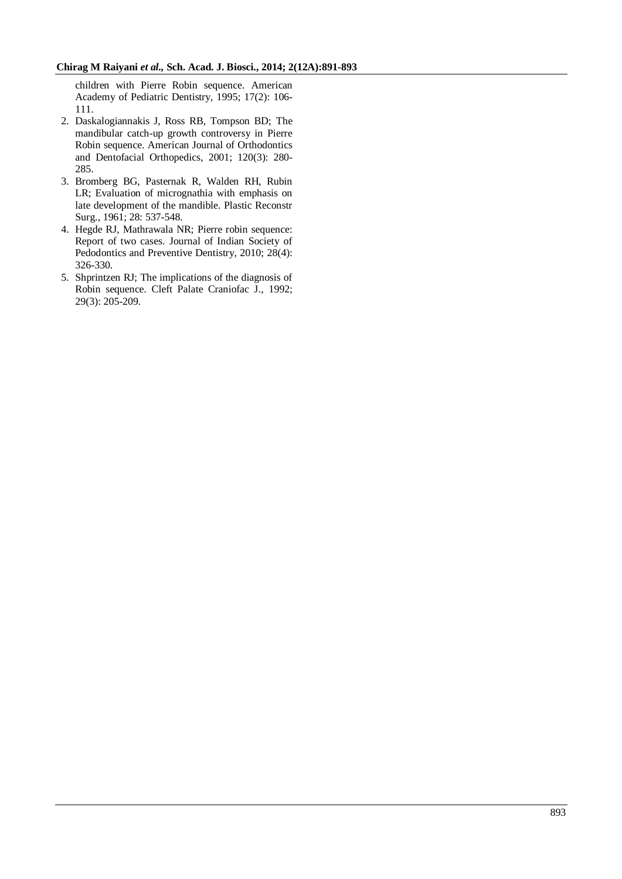children with Pierre Robin sequence. American Academy of Pediatric Dentistry, 1995; 17(2): 106-111.

2. Daskalogiannakis J, Ross RB, Tompson BD; The mandibular catch-up growth controversy in Pierre Robin sequence. American Journal of Orthodontics and Dentofacial Orthopedics, 2001; 120(3): 280-285.
3. Bromberg BG, Pasternak R, Walden RH, Rubin LR; Evaluation of micrognathia with emphasis on late development of the mandible. Plastic Reconstr Surg., 1961; 28: 537-548.
4. Hegde RJ, Mathrawala NR; Pierre robin sequence: Report of two cases. Journal of Indian Society of Pedodontics and Preventive Dentistry, 2010; 28(4): 326-330.
5. Shprintzen RJ; The implications of the diagnosis of Robin sequence. Cleft Palate Craniofac J., 1992; 29(3): 205-209.